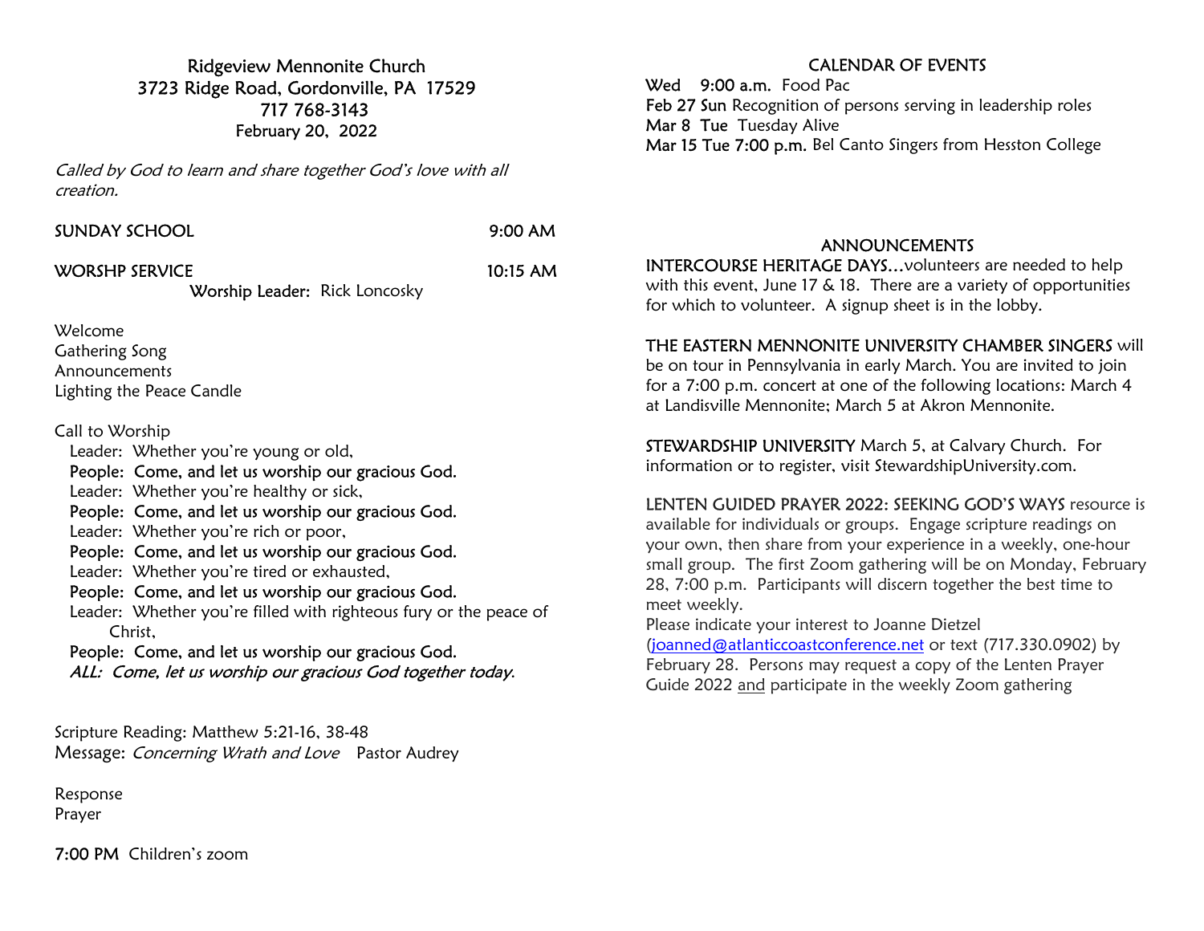# Ridgeview Mennonite Church
3723 Ridge Road, Gordonville, PA 17529
717 768-3143
February 20, 2022

*Called by God to learn and share together God's love with all creation.*

SUNDAY SCHOOL 9:00 AM

WORSHP SERVICE 10:15 AM

Worship Leader: Rick Loncosky

Welcome
Gathering Song
Announcements
Lighting the Peace Candle

Call to Worship

Leader: Whether you're young or old,
**People: Come, and let us worship our gracious God.**
Leader: Whether you're healthy or sick,
**People: Come, and let us worship our gracious God.**
Leader: Whether you're rich or poor,
**People: Come, and let us worship our gracious God.**
Leader: Whether you're tired or exhausted,
**People: Come, and let us worship our gracious God.**
Leader: Whether you're filled with righteous fury or the peace of Christ,
**People: Come, and let us worship our gracious God.**
***ALL: Come, let us worship our gracious God together today.***

Scripture Reading: Matthew 5:21-16, 38-48
Message: *Concerning Wrath and Love* Pastor Audrey

Response
Prayer

**7:00 PM** Children's zoom

## CALENDAR OF EVENTS

**Wed 9:00 a.m.** Food Pac
**Feb 27 Sun** Recognition of persons serving in leadership roles
**Mar 8 Tue** Tuesday Alive
**Mar 15 Tue 7:00 p.m.** Bel Canto Singers from Hesston College

## ANNOUNCEMENTS

**INTERCOURSE HERITAGE DAYS…**volunteers are needed to help with this event, June 17 & 18. There are a variety of opportunities for which to volunteer. A signup sheet is in the lobby.

**THE EASTERN MENNONITE UNIVERSITY CHAMBER SINGERS** will be on tour in Pennsylvania in early March. You are invited to join for a 7:00 p.m. concert at one of the following locations: March 4 at Landisville Mennonite; March 5 at Akron Mennonite.

**STEWARDSHIP UNIVERSITY** March 5, at Calvary Church. For information or to register, visit StewardshipUniversity.com.

**LENTEN GUIDED PRAYER 2022: SEEKING GOD'S WAYS** resource is available for individuals or groups. Engage scripture readings on your own, then share from your experience in a weekly, one-hour small group. The first Zoom gathering will be on Monday, February 28, 7:00 p.m. Participants will discern together the best time to meet weekly.
Please indicate your interest to Joanne Dietzel (joanned@atlanticcoastconference.net or text (717.330.0902) by February 28. Persons may request a copy of the Lenten Prayer Guide 2022 and participate in the weekly Zoom gathering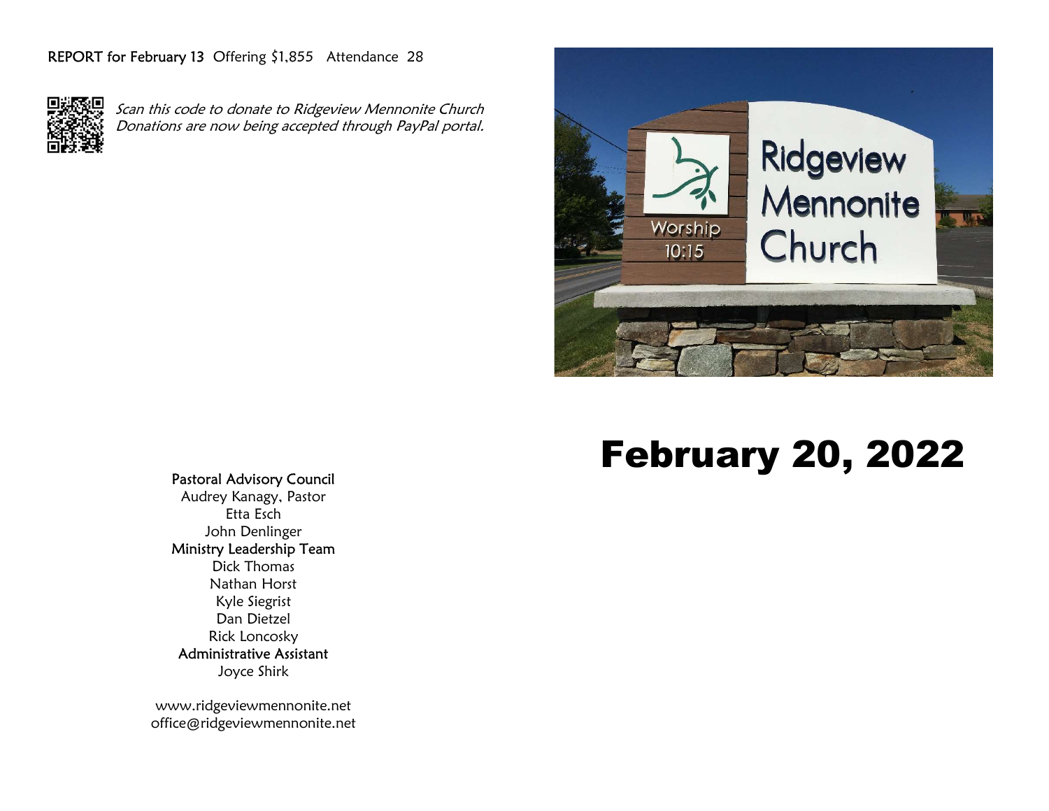REPORT for February 13 Offering $1,855 Attendance 28

*Scan this code to donate to Ridgeview Mennonite Church*
*Donations are now being accepted through PayPal portal.*

Pastoral Advisory Council
Audrey Kanagy, Pastor
Etta Esch
John Denlinger
Ministry Leadership Team
Dick Thomas
Nathan Horst
Kyle Siegrist
Dan Dietzel
Rick Loncosky
Administrative Assistant
Joyce Shirk

www.ridgeviewmennonite.net
office@ridgeviewmennonite.net

# February 20, 2022